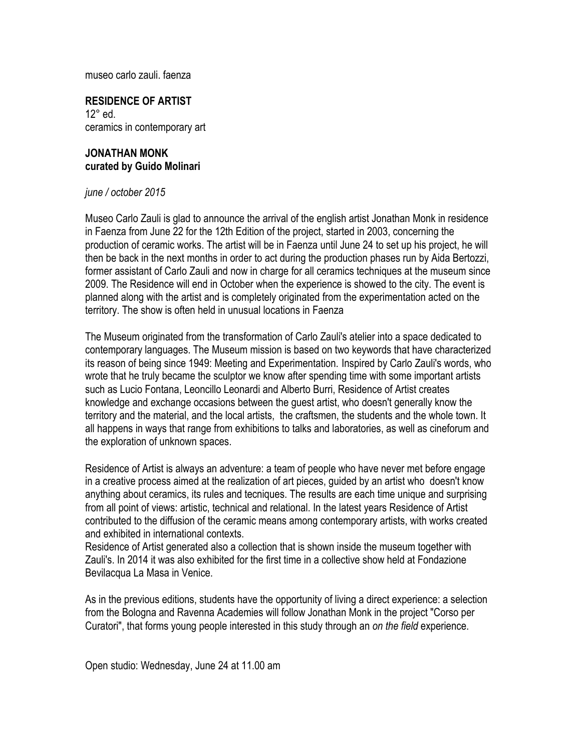museo carlo zauli. faenza

**RESIDENCE OF ARTIST**
12° ed.
ceramics in contemporary art

**JONATHAN MONK**
**curated by Guido Molinari**

*june / october 2015*

Museo Carlo Zauli is glad to announce the arrival of the english artist Jonathan Monk in residence in Faenza from June 22 for the 12th Edition of the project, started in 2003, concerning the production of ceramic works. The artist will be in Faenza until June 24 to set up his project, he will then be back in the next months in order to act during the production phases run by Aida Bertozzi, former assistant of Carlo Zauli and now in charge for all ceramics techniques at the museum since 2009. The Residence will end in October when the experience is showed to the city. The event is planned along with the artist and is completely originated from the experimentation acted on the territory. The show is often held in unusual locations in Faenza

The Museum originated from the transformation of Carlo Zauli's atelier into a space dedicated to contemporary languages. The Museum mission is based on two keywords that have characterized its reason of being since 1949: Meeting and Experimentation. Inspired by Carlo Zauli's words, who wrote that he truly became the sculptor we know after spending time with some important artists such as Lucio Fontana, Leoncillo Leonardi and Alberto Burri, Residence of Artist creates knowledge and exchange occasions between the guest artist, who doesn't generally know the territory and the material, and the local artists, the craftsmen, the students and the whole town. It all happens in ways that range from exhibitions to talks and laboratories, as well as cineforum and the exploration of unknown spaces.

Residence of Artist is always an adventure: a team of people who have never met before engage in a creative process aimed at the realization of art pieces, guided by an artist who doesn't know anything about ceramics, its rules and tecniques. The results are each time unique and surprising from all point of views: artistic, technical and relational. In the latest years Residence of Artist contributed to the diffusion of the ceramic means among contemporary artists, with works created and exhibited in international contexts.
Residence of Artist generated also a collection that is shown inside the museum together with Zauli's. In 2014 it was also exhibited for the first time in a collective show held at Fondazione Bevilacqua La Masa in Venice.

As in the previous editions, students have the opportunity of living a direct experience: a selection from the Bologna and Ravenna Academies will follow Jonathan Monk in the project "Corso per Curatori", that forms young people interested in this study through an *on the field* experience.

Open studio: Wednesday, June 24 at 11.00 am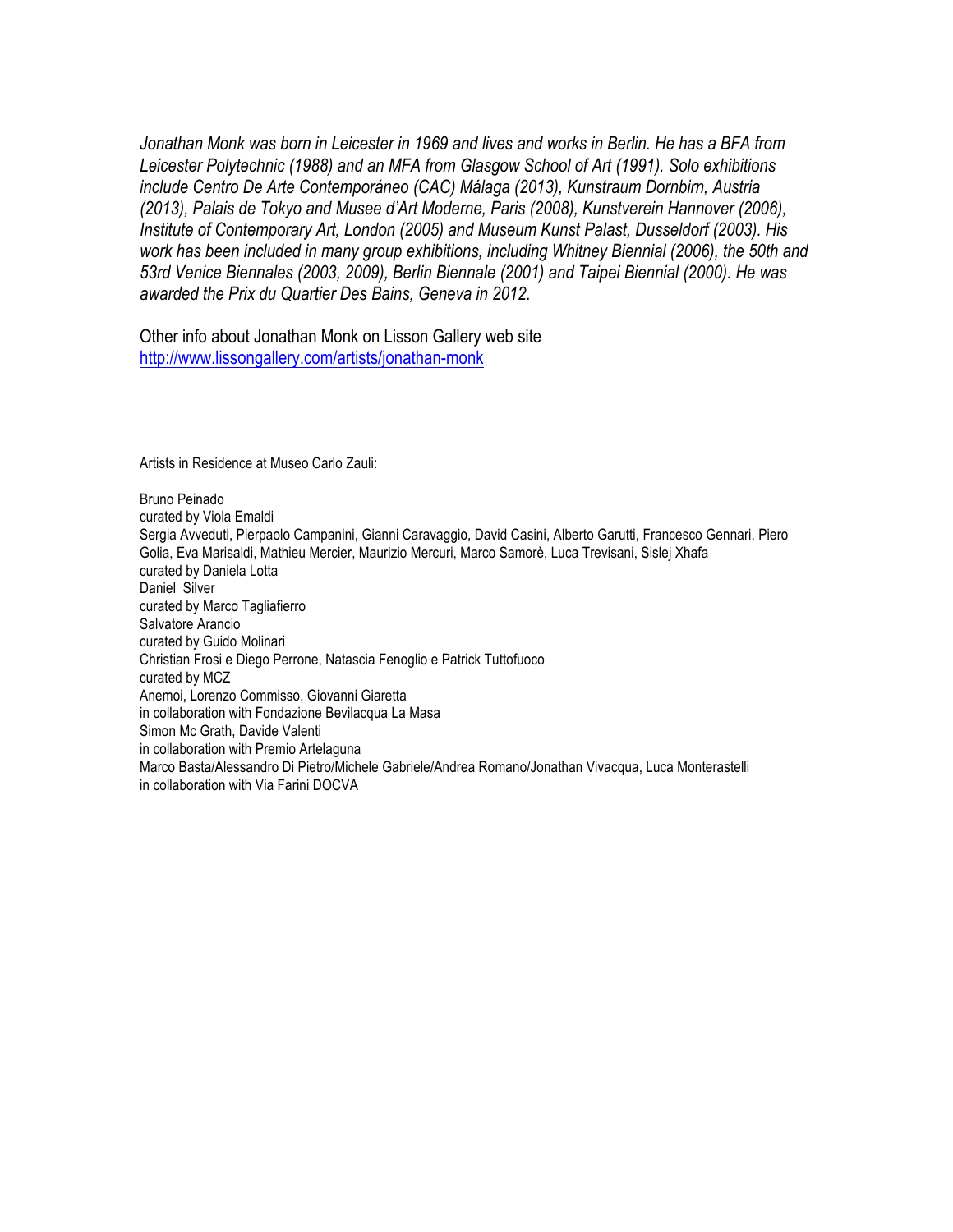*Jonathan Monk was born in Leicester in 1969 and lives and works in Berlin. He has a BFA from Leicester Polytechnic (1988) and an MFA from Glasgow School of Art (1991). Solo exhibitions include Centro De Arte Contemporáneo (CAC) Málaga (2013), Kunstraum Dornbirn, Austria (2013), Palais de Tokyo and Musee d'Art Moderne, Paris (2008), Kunstverein Hannover (2006), Institute of Contemporary Art, London (2005) and Museum Kunst Palast, Dusseldorf (2003). His work has been included in many group exhibitions, including Whitney Biennial (2006), the 50th and 53rd Venice Biennales (2003, 2009), Berlin Biennale (2001) and Taipei Biennial (2000). He was awarded the Prix du Quartier Des Bains, Geneva in 2012.*

Other info about Jonathan Monk on Lisson Gallery web site
[http://www.lissongallery.com/artists/jonathan-monk](http://www.lissongallery.com/artists/jonathan-monk)

Artists in Residence at Museo Carlo Zauli:

Bruno Peinado
curated by Viola Emaldi
Sergia Avveduti, Pierpaolo Campanini, Gianni Caravaggio, David Casini, Alberto Garutti, Francesco Gennari, Piero Golia, Eva Marisaldi, Mathieu Mercier, Maurizio Mercuri, Marco Samorè, Luca Trevisani, Sislej Xhafa
curated by Daniela Lotta
Daniel Silver
curated by Marco Tagliafierro
Salvatore Arancio
curated by Guido Molinari
Christian Frosi e Diego Perrone, Natascia Fenoglio e Patrick Tuttofuoco
curated by MCZ
Anemoi, Lorenzo Commisso, Giovanni Giaretta
in collaboration with Fondazione Bevilacqua La Masa
Simon Mc Grath, Davide Valenti
in collaboration with Premio Artelaguna
Marco Basta/Alessandro Di Pietro/Michele Gabriele/Andrea Romano/Jonathan Vivacqua, Luca Monterastelli
in collaboration with Via Farini DOCVA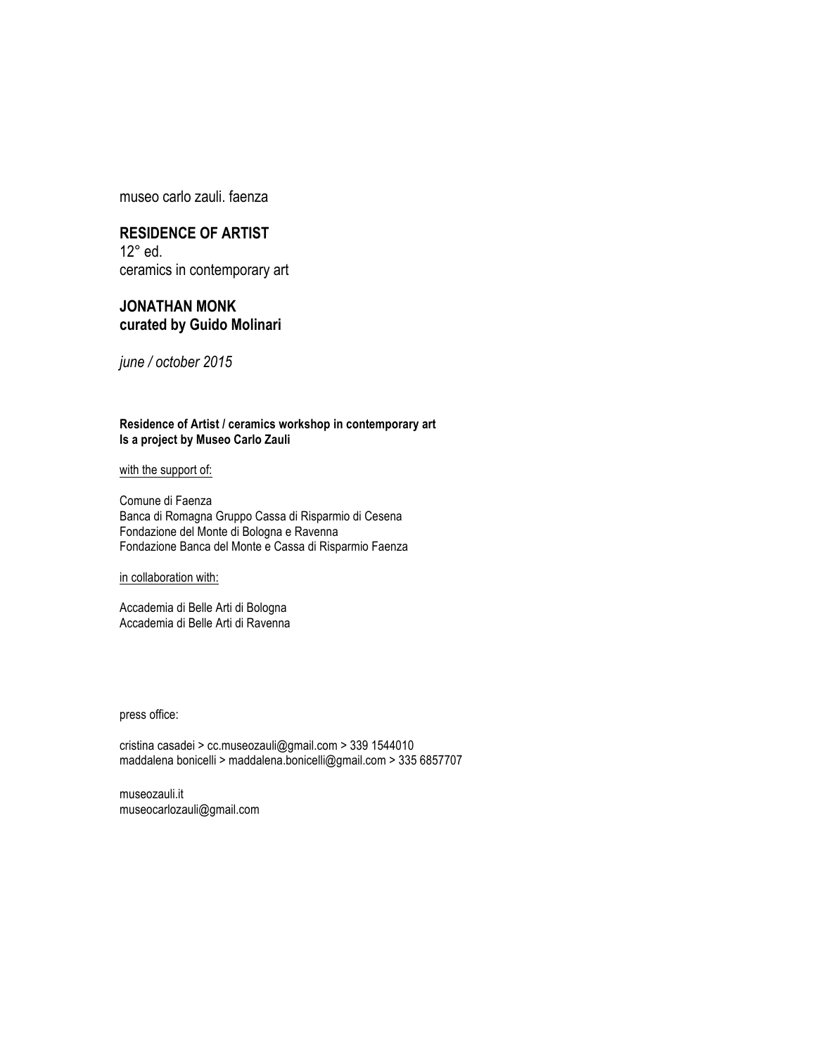museo carlo zauli. faenza

**RESIDENCE OF ARTIST**
12° ed.
ceramics in contemporary art

**JONATHAN MONK**
**curated by Guido Molinari**

*june / october 2015*

**Residence of Artist / ceramics workshop in contemporary art**
**Is a project by Museo Carlo Zauli**

with the support of:

Comune di Faenza
Banca di Romagna Gruppo Cassa di Risparmio di Cesena
Fondazione del Monte di Bologna e Ravenna
Fondazione Banca del Monte e Cassa di Risparmio Faenza

in collaboration with:

Accademia di Belle Arti di Bologna
Accademia di Belle Arti di Ravenna

press office:

cristina casadei > cc.museozauli@gmail.com > 339 1544010
maddalena bonicelli > maddalena.bonicelli@gmail.com > 335 6857707

museozauli.it
museocarlozauli@gmail.com